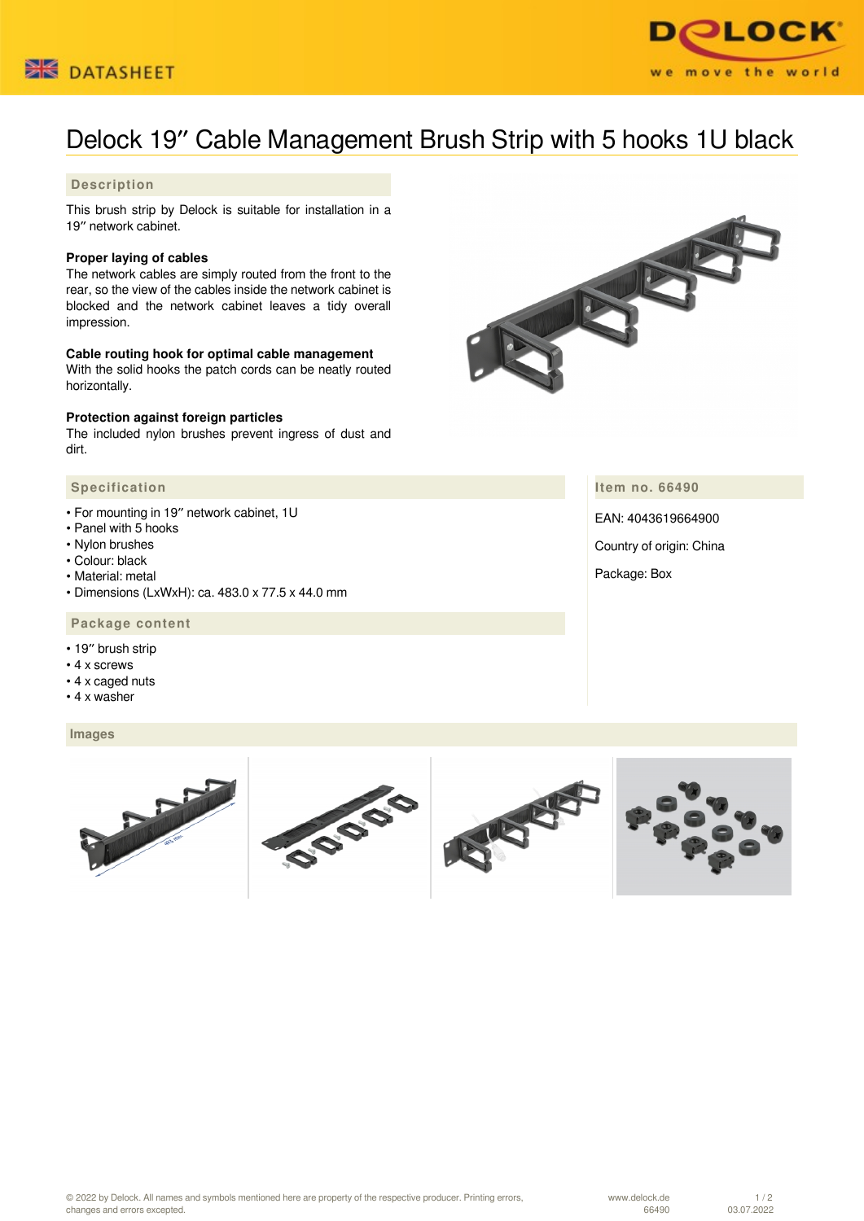# Delock 19″ Cable Management Brush Strip with 5 hooks 1U black

## Description

This brush strip by Delock is suitable for installation in a 19″ network cabinet.

**Proper laying of cables**
The network cables are simply routed from the front to the rear, so the view of the cables inside the network cabinet is blocked and the network cabinet leaves a tidy overall impression.

**Cable routing hook for optimal cable management**
With the solid hooks the patch cords can be neatly routed horizontally.

**Protection against foreign particles**
The included nylon brushes prevent ingress of dust and dirt.

## Specification

- For mounting in 19″ network cabinet, 1U
- Panel with 5 hooks
- Nylon brushes
- Colour: black
- Material: metal
- Dimensions (LxWxH): ca. 483.0 x 77.5 x 44.0 mm

## Package content

- 19″ brush strip
- 4 x screws
- 4 x caged nuts
- 4 x washer

## Item no. 66490

EAN: 4043619664900

Country of origin: China

Package: Box

## Images

© 2022 by Delock. All names and symbols mentioned here are property of the respective producer. Printing errors, changes and errors excepted.

www.delock.de
66490
03.07.2022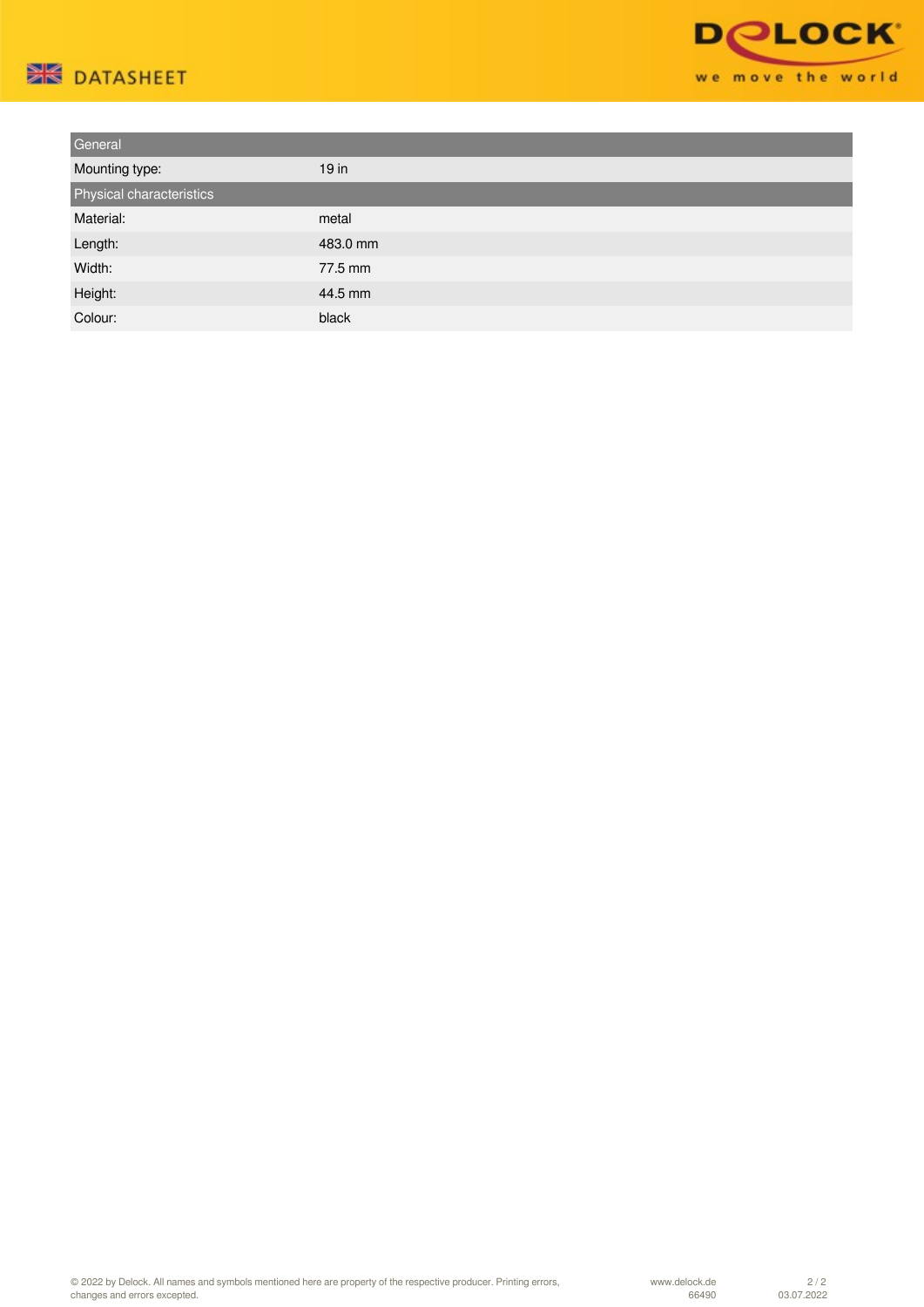| | |
|---|---|
| **General** | |
| Mounting type: | 19 in |
| **Physical characteristics** | |
| Material: | metal |
| Length: | 483.0 mm |
| Width: | 77.5 mm |
| Height: | 44.5 mm |
| Colour: | black |

© 2022 by Delock. All names and symbols mentioned here are property of the respective producer. Printing errors, changes and errors excepted.